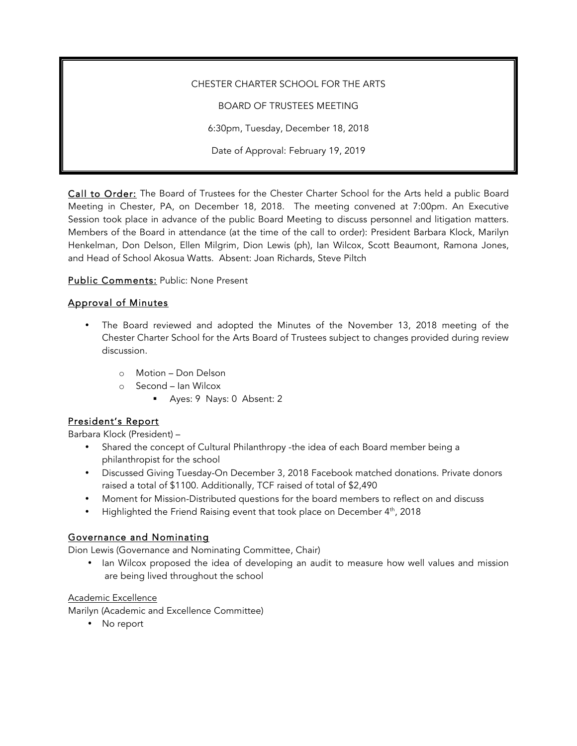CHESTER CHARTER SCHOOL FOR THE ARTS

BOARD OF TRUSTEES MEETING

6:30pm, Tuesday, December 18, 2018

Date of Approval: February 19, 2019

**Call to Order:** The Board of Trustees for the Chester Charter School for the Arts held a public Board Meeting in Chester, PA, on December 18, 2018. The meeting convened at 7:00pm. An Executive Session took place in advance of the public Board Meeting to discuss personnel and litigation matters. Members of the Board in attendance (at the time of the call to order): President Barbara Klock, Marilyn Henkelman, Don Delson, Ellen Milgrim, Dion Lewis (ph), Ian Wilcox, Scott Beaumont, Ramona Jones, and Head of School Akosua Watts. Absent: Joan Richards, Steve Piltch

**Public Comments:** Public: None Present

## Approval of Minutes

- The Board reviewed and adopted the Minutes of the November 13, 2018 meeting of the Chester Charter School for the Arts Board of Trustees subject to changes provided during review discussion.
  - Motion – Don Delson
  - Second – Ian Wilcox
    - Ayes: 9 Nays: 0 Absent: 2

## President's Report

Barbara Klock (President) –

- Shared the concept of Cultural Philanthropy -the idea of each Board member being a philanthropist for the school
- Discussed Giving Tuesday-On December 3, 2018 Facebook matched donations. Private donors raised a total of $1100. Additionally, TCF raised of total of $2,490
- Moment for Mission-Distributed questions for the board members to reflect on and discuss
- Highlighted the Friend Raising event that took place on December 4th, 2018

## Governance and Nominating

Dion Lewis (Governance and Nominating Committee, Chair)

- Ian Wilcox proposed the idea of developing an audit to measure how well values and mission are being lived throughout the school

### Academic Excellence

Marilyn (Academic and Excellence Committee)

- No report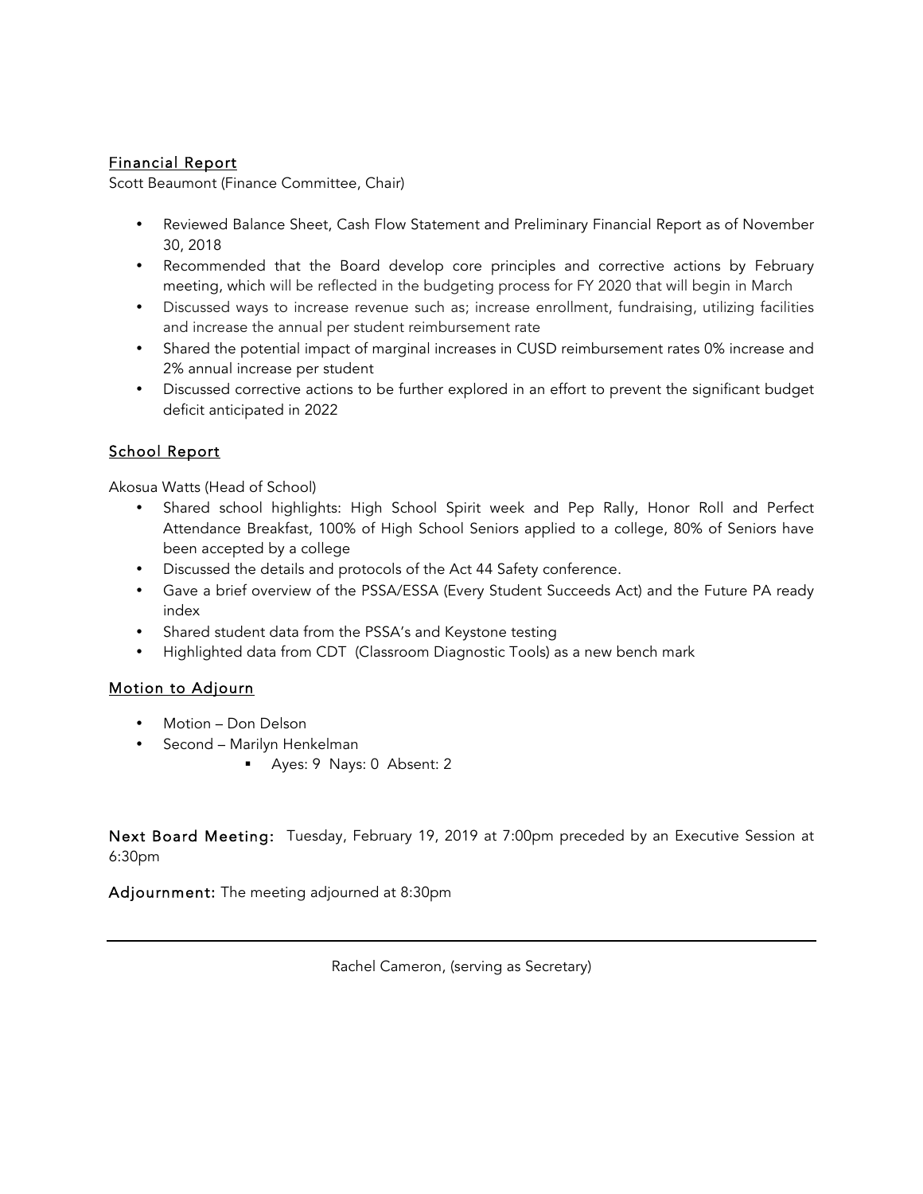## Financial Report

Scott Beaumont (Finance Committee, Chair)

- Reviewed Balance Sheet, Cash Flow Statement and Preliminary Financial Report as of November 30, 2018
- Recommended that the Board develop core principles and corrective actions by February meeting, which will be reflected in the budgeting process for FY 2020 that will begin in March
- Discussed ways to increase revenue such as; increase enrollment, fundraising, utilizing facilities and increase the annual per student reimbursement rate
- Shared the potential impact of marginal increases in CUSD reimbursement rates 0% increase and 2% annual increase per student
- Discussed corrective actions to be further explored in an effort to prevent the significant budget deficit anticipated in 2022

## School Report

Akosua Watts (Head of School)

- Shared school highlights: High School Spirit week and Pep Rally, Honor Roll and Perfect Attendance Breakfast, 100% of High School Seniors applied to a college, 80% of Seniors have been accepted by a college
- Discussed the details and protocols of the Act 44 Safety conference.
- Gave a brief overview of the PSSA/ESSA (Every Student Succeeds Act) and the Future PA ready index
- Shared student data from the PSSA's and Keystone testing
- Highlighted data from CDT (Classroom Diagnostic Tools) as a new bench mark

## Motion to Adjourn

- Motion – Don Delson
- Second – Marilyn Henkelman
  - Ayes: 9 Nays: 0 Absent: 2

**Next Board Meeting:** Tuesday, February 19, 2019 at 7:00pm preceded by an Executive Session at 6:30pm

**Adjournment:** The meeting adjourned at 8:30pm

---

Rachel Cameron, (serving as Secretary)